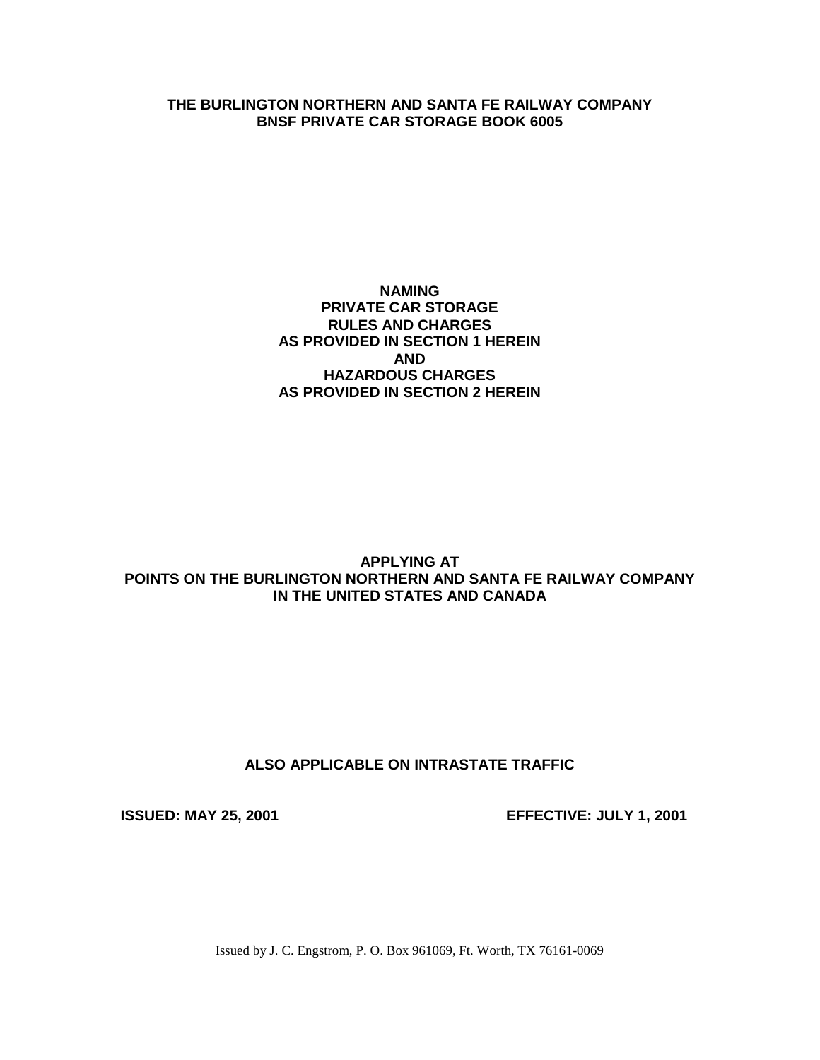# THE BURLINGTON NORTHERN AND SANTA FE RAILWAY COMPANY
# BNSF PRIVATE CAR STORAGE BOOK 6005

**NAMING**
**PRIVATE CAR STORAGE**
**RULES AND CHARGES**
**AS PROVIDED IN SECTION 1 HEREIN**
**AND**
**HAZARDOUS CHARGES**
**AS PROVIDED IN SECTION 2 HEREIN**

**APPLYING AT**
**POINTS ON THE BURLINGTON NORTHERN AND SANTA FE RAILWAY COMPANY**
**IN THE UNITED STATES AND CANADA**

**ALSO APPLICABLE ON INTRASTATE TRAFFIC**

**ISSUED: MAY 25, 2001** **EFFECTIVE: JULY 1, 2001**

Issued by J. C. Engstrom, P. O. Box 961069, Ft. Worth, TX 76161-0069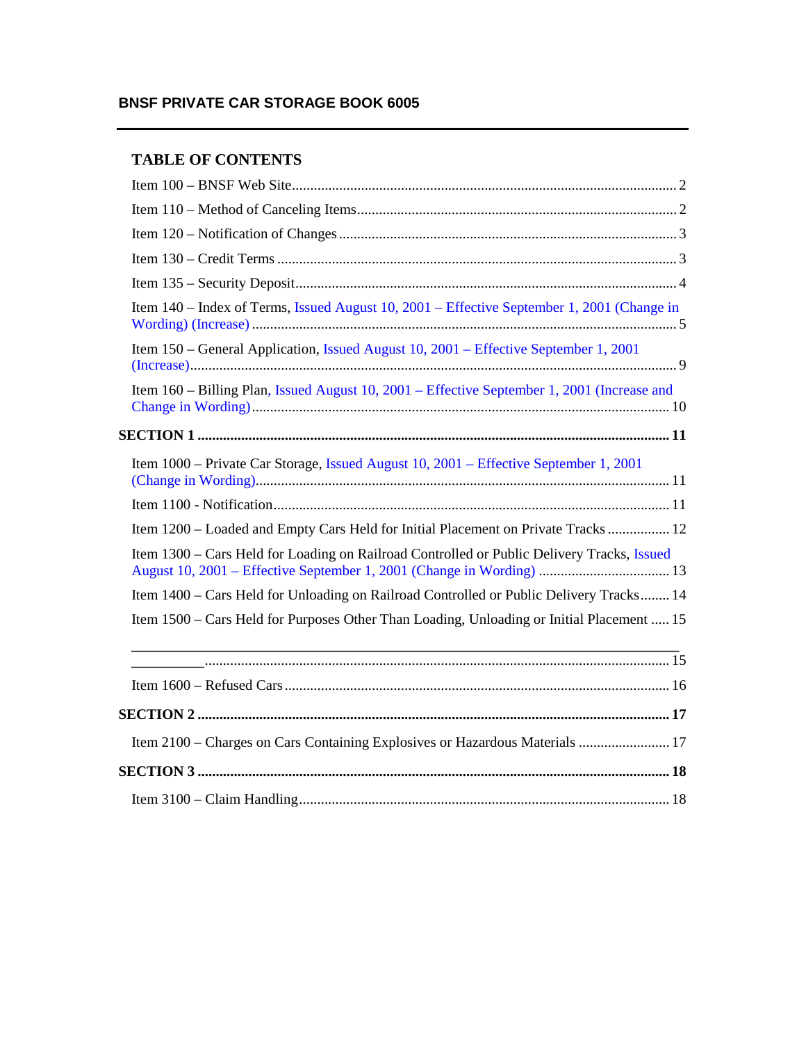## TABLE OF CONTENTS

Item 100 – BNSF Web Site ........................................................................................ 2

Item 110 – Method of Canceling Items ....................................................................... 2

Item 120 – Notification of Changes ............................................................................ 3

Item 130 – Credit Terms ............................................................................................. 3

Item 135 – Security Deposit ........................................................................................ 4

Item 140 – Index of Terms, Issued August 10, 2001 – Effective September 1, 2001 (Change in Wording) (Increase) .................................................................................................... 5

Item 150 – General Application, Issued August 10, 2001 – Effective September 1, 2001 (Increase) ..................................................................................................................... 9

Item 160 – Billing Plan, Issued August 10, 2001 – Effective September 1, 2001 (Increase and Change in Wording) ................................................................................................. 10

**SECTION 1 ................................................................................................................ 11**

Item 1000 – Private Car Storage, Issued August 10, 2001 – Effective September 1, 2001 (Change in Wording) ................................................................................................. 11

Item 1100 - Notification ............................................................................................ 11

Item 1200 – Loaded and Empty Cars Held for Initial Placement on Private Tracks ................. 12

Item 1300 – Cars Held for Loading on Railroad Controlled or Public Delivery Tracks, Issued August 10, 2001 – Effective September 1, 2001 (Change in Wording) .................................... 13

Item 1400 – Cars Held for Unloading on Railroad Controlled or Public Delivery Tracks ........ 14

Item 1500 – Cars Held for Purposes Other Than Loading, Unloading or Initial Placement ..... 15

______________________________________________________________________ ............................................................................................................................... 15

Item 1600 – Refused Cars ......................................................................................... 16

**SECTION 2 ................................................................................................................ 17**

Item 2100 – Charges on Cars Containing Explosives or Hazardous Materials ......................... 17

**SECTION 3 ................................................................................................................ 18**

Item 3100 – Claim Handling ..................................................................................... 18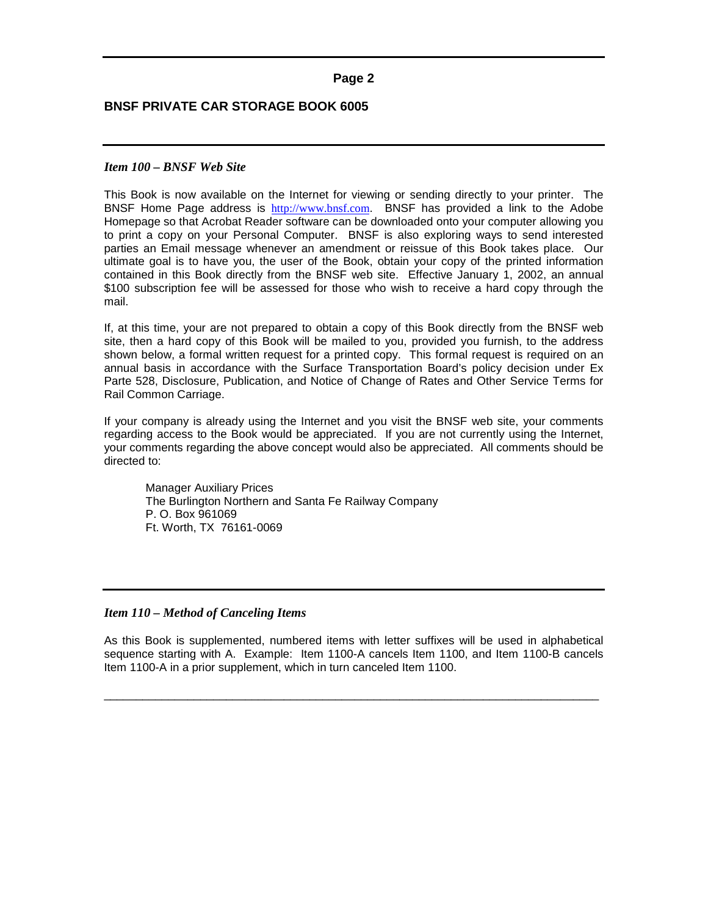## BNSF PRIVATE CAR STORAGE BOOK 6005

### *Item 100 – BNSF Web Site*

This Book is now available on the Internet for viewing or sending directly to your printer. The BNSF Home Page address is http://www.bnsf.com. BNSF has provided a link to the Adobe Homepage so that Acrobat Reader software can be downloaded onto your computer allowing you to print a copy on your Personal Computer. BNSF is also exploring ways to send interested parties an Email message whenever an amendment or reissue of this Book takes place. Our ultimate goal is to have you, the user of the Book, obtain your copy of the printed information contained in this Book directly from the BNSF web site. Effective January 1, 2002, an annual $100 subscription fee will be assessed for those who wish to receive a hard copy through the mail.

If, at this time, your are not prepared to obtain a copy of this Book directly from the BNSF web site, then a hard copy of this Book will be mailed to you, provided you furnish, to the address shown below, a formal written request for a printed copy. This formal request is required on an annual basis in accordance with the Surface Transportation Board's policy decision under Ex Parte 528, Disclosure, Publication, and Notice of Change of Rates and Other Service Terms for Rail Common Carriage.

If your company is already using the Internet and you visit the BNSF web site, your comments regarding access to the Book would be appreciated. If you are not currently using the Internet, your comments regarding the above concept would also be appreciated. All comments should be directed to:

Manager Auxiliary Prices
The Burlington Northern and Santa Fe Railway Company
P. O. Box 961069
Ft. Worth, TX 76161-0069

### *Item 110 – Method of Canceling Items*

As this Book is supplemented, numbered items with letter suffixes will be used in alphabetical sequence starting with A. Example: Item 1100-A cancels Item 1100, and Item 1100-B cancels Item 1100-A in a prior supplement, which in turn canceled Item 1100.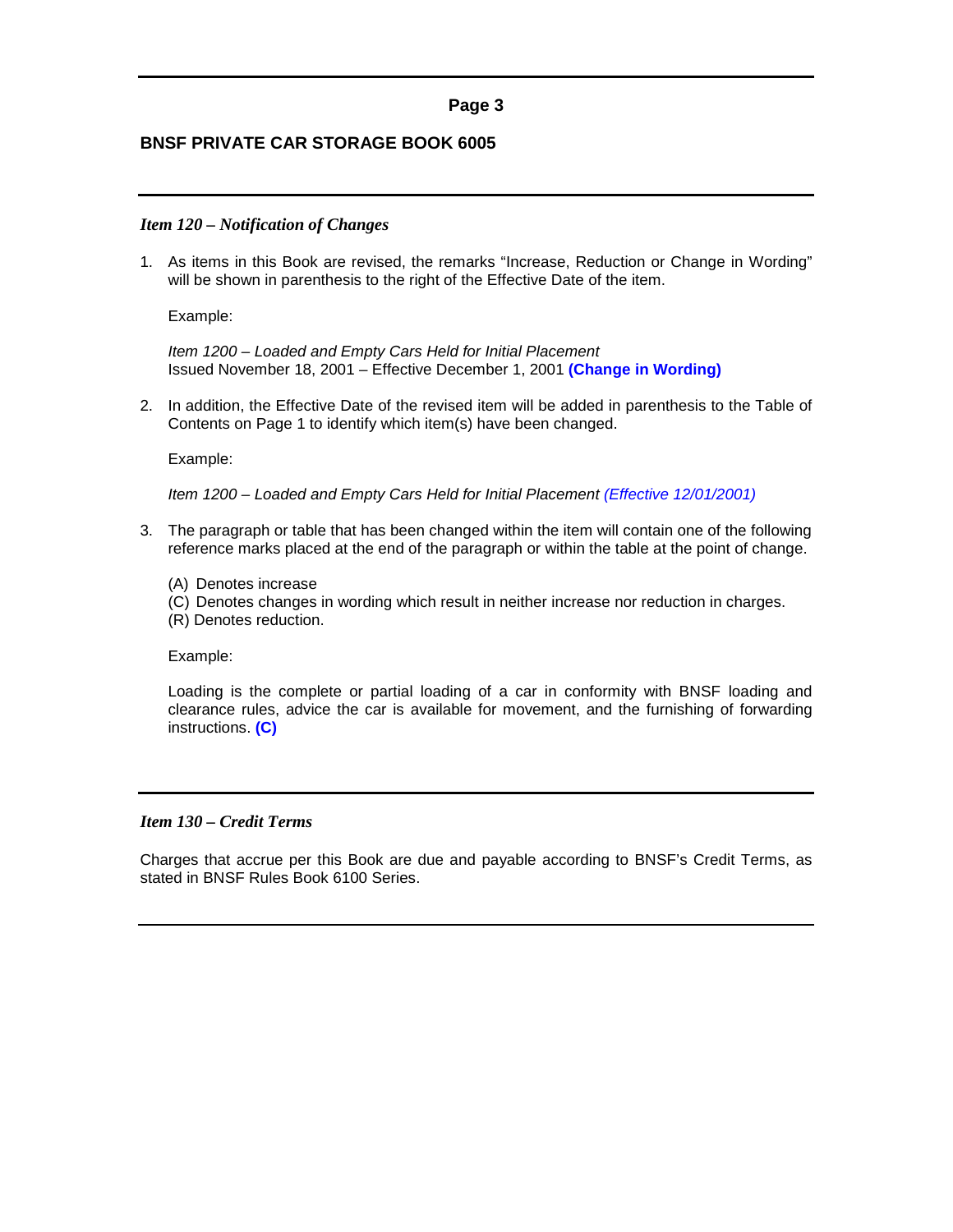## BNSF PRIVATE CAR STORAGE BOOK 6005

### *Item 120 – Notification of Changes*

1. As items in this Book are revised, the remarks “Increase, Reduction or Change in Wording” will be shown in parenthesis to the right of the Effective Date of the item.

   Example:

   *Item 1200 – Loaded and Empty Cars Held for Initial Placement*
   Issued November 18, 2001 – Effective December 1, 2001 **(Change in Wording)**

2. In addition, the Effective Date of the revised item will be added in parenthesis to the Table of Contents on Page 1 to identify which item(s) have been changed.

   Example:

   *Item 1200 – Loaded and Empty Cars Held for Initial Placement (Effective 12/01/2001)*

3. The paragraph or table that has been changed within the item will contain one of the following reference marks placed at the end of the paragraph or within the table at the point of change.

   (A) Denotes increase
   (C) Denotes changes in wording which result in neither increase nor reduction in charges.
   (R) Denotes reduction.

   Example:

   Loading is the complete or partial loading of a car in conformity with BNSF loading and clearance rules, advice the car is available for movement, and the furnishing of forwarding instructions. **(C)**

### *Item 130 – Credit Terms*

Charges that accrue per this Book are due and payable according to BNSF’s Credit Terms, as stated in BNSF Rules Book 6100 Series.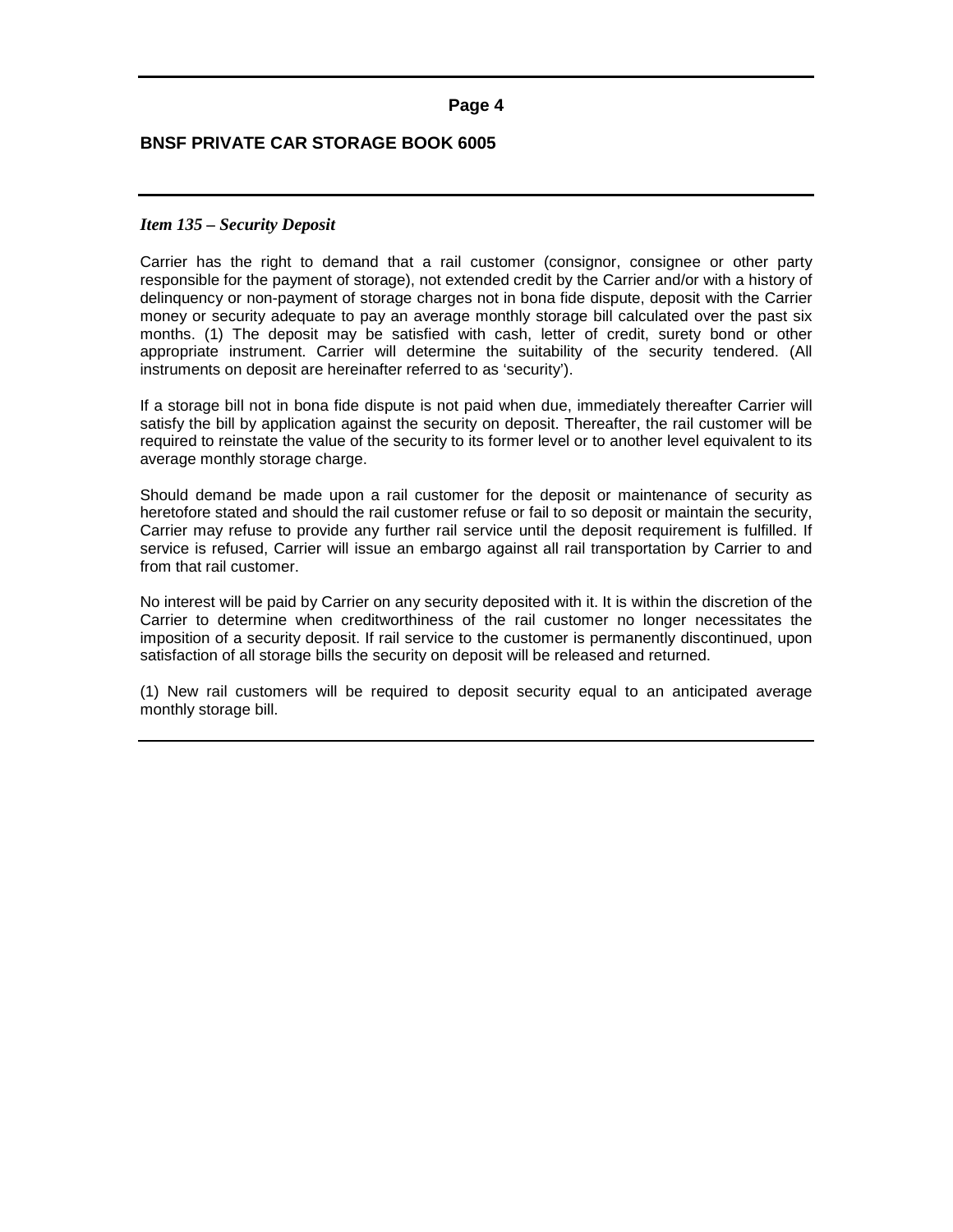### *Item 135 – Security Deposit*

Carrier has the right to demand that a rail customer (consignor, consignee or other party responsible for the payment of storage), not extended credit by the Carrier and/or with a history of delinquency or non-payment of storage charges not in bona fide dispute, deposit with the Carrier money or security adequate to pay an average monthly storage bill calculated over the past six months. (1) The deposit may be satisfied with cash, letter of credit, surety bond or other appropriate instrument. Carrier will determine the suitability of the security tendered. (All instruments on deposit are hereinafter referred to as 'security').

If a storage bill not in bona fide dispute is not paid when due, immediately thereafter Carrier will satisfy the bill by application against the security on deposit. Thereafter, the rail customer will be required to reinstate the value of the security to its former level or to another level equivalent to its average monthly storage charge.

Should demand be made upon a rail customer for the deposit or maintenance of security as heretofore stated and should the rail customer refuse or fail to so deposit or maintain the security, Carrier may refuse to provide any further rail service until the deposit requirement is fulfilled. If service is refused, Carrier will issue an embargo against all rail transportation by Carrier to and from that rail customer.

No interest will be paid by Carrier on any security deposited with it. It is within the discretion of the Carrier to determine when creditworthiness of the rail customer no longer necessitates the imposition of a security deposit. If rail service to the customer is permanently discontinued, upon satisfaction of all storage bills the security on deposit will be released and returned.

(1) New rail customers will be required to deposit security equal to an anticipated average monthly storage bill.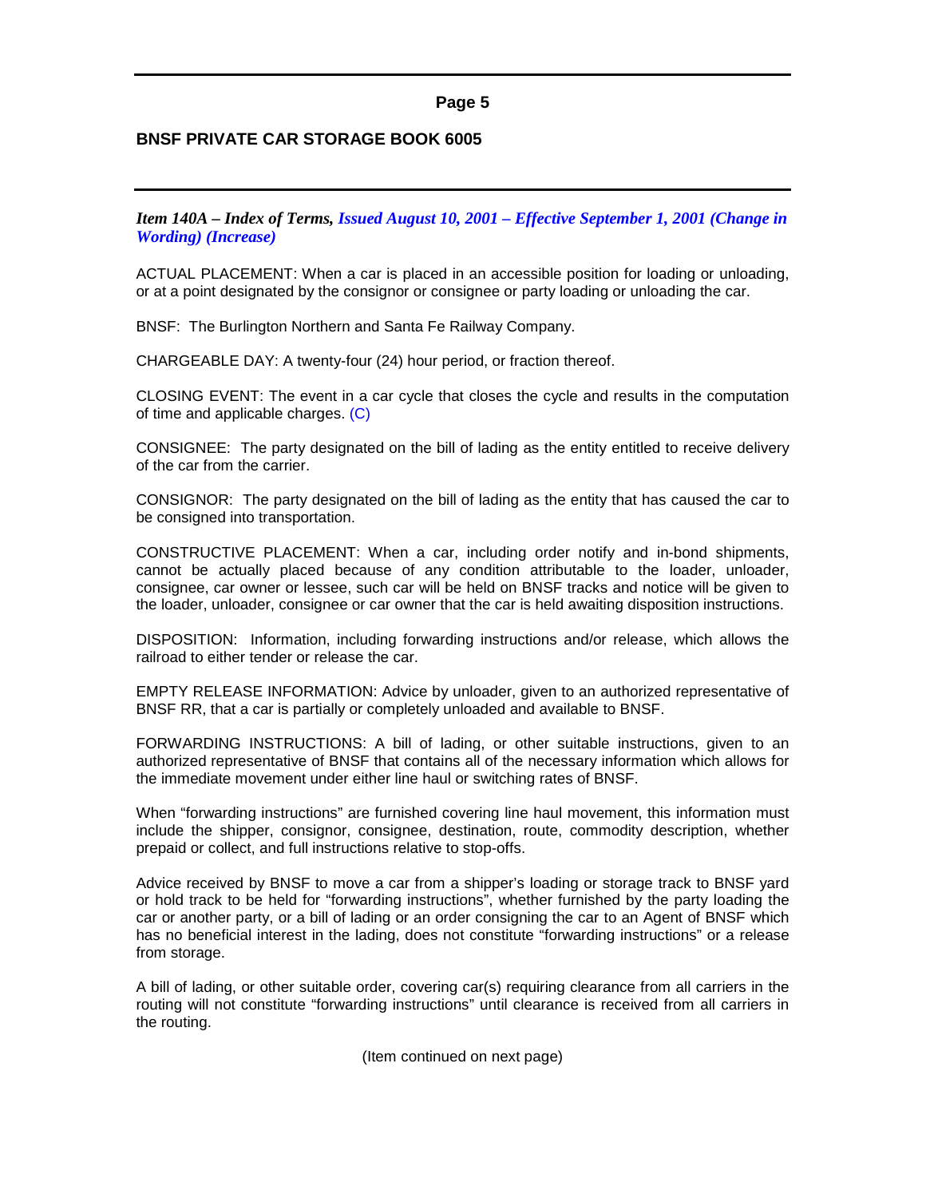## BNSF PRIVATE CAR STORAGE BOOK 6005

***Item 140A – Index of Terms,** Issued August 10, 2001 – Effective September 1, 2001 (Change in Wording) (Increase)*

ACTUAL PLACEMENT: When a car is placed in an accessible position for loading or unloading, or at a point designated by the consignor or consignee or party loading or unloading the car.

BNSF: The Burlington Northern and Santa Fe Railway Company.

CHARGEABLE DAY: A twenty-four (24) hour period, or fraction thereof.

CLOSING EVENT: The event in a car cycle that closes the cycle and results in the computation of time and applicable charges. (C)

CONSIGNEE: The party designated on the bill of lading as the entity entitled to receive delivery of the car from the carrier.

CONSIGNOR: The party designated on the bill of lading as the entity that has caused the car to be consigned into transportation.

CONSTRUCTIVE PLACEMENT: When a car, including order notify and in-bond shipments, cannot be actually placed because of any condition attributable to the loader, unloader, consignee, car owner or lessee, such car will be held on BNSF tracks and notice will be given to the loader, unloader, consignee or car owner that the car is held awaiting disposition instructions.

DISPOSITION: Information, including forwarding instructions and/or release, which allows the railroad to either tender or release the car.

EMPTY RELEASE INFORMATION: Advice by unloader, given to an authorized representative of BNSF RR, that a car is partially or completely unloaded and available to BNSF.

FORWARDING INSTRUCTIONS: A bill of lading, or other suitable instructions, given to an authorized representative of BNSF that contains all of the necessary information which allows for the immediate movement under either line haul or switching rates of BNSF.

When "forwarding instructions" are furnished covering line haul movement, this information must include the shipper, consignor, consignee, destination, route, commodity description, whether prepaid or collect, and full instructions relative to stop-offs.

Advice received by BNSF to move a car from a shipper's loading or storage track to BNSF yard or hold track to be held for "forwarding instructions", whether furnished by the party loading the car or another party, or a bill of lading or an order consigning the car to an Agent of BNSF which has no beneficial interest in the lading, does not constitute "forwarding instructions" or a release from storage.

A bill of lading, or other suitable order, covering car(s) requiring clearance from all carriers in the routing will not constitute "forwarding instructions" until clearance is received from all carriers in the routing.

(Item continued on next page)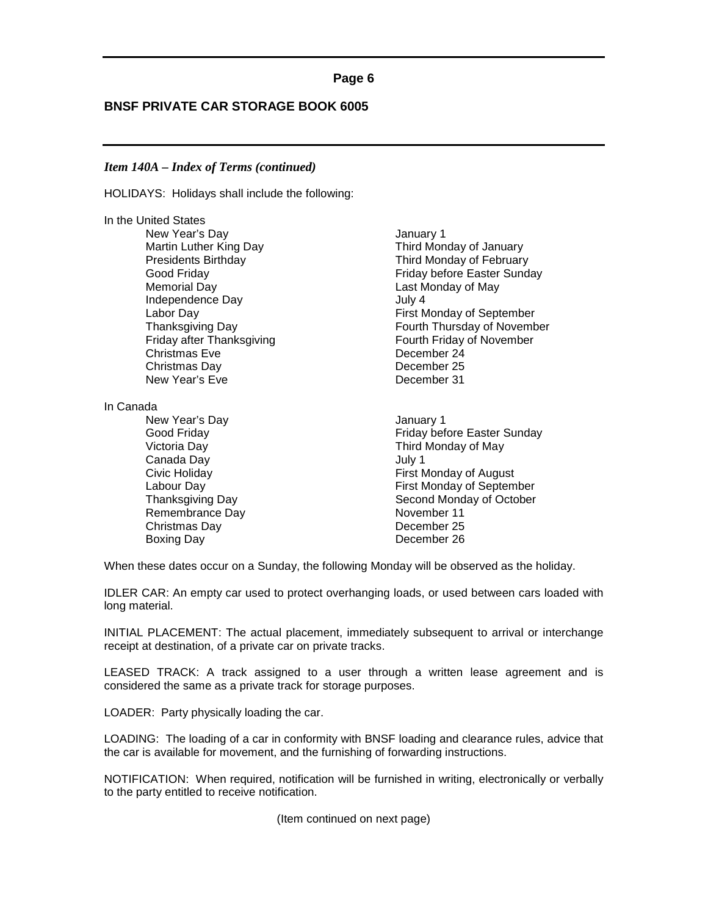*Item 140A – Index of Terms (continued)*

HOLIDAYS: Holidays shall include the following:

In the United States

| | |
|---|---|
| New Year's Day | January 1 |
| Martin Luther King Day | Third Monday of January |
| Presidents Birthday | Third Monday of February |
| Good Friday | Friday before Easter Sunday |
| Memorial Day | Last Monday of May |
| Independence Day | July 4 |
| Labor Day | First Monday of September |
| Thanksgiving Day | Fourth Thursday of November |
| Friday after Thanksgiving | Fourth Friday of November |
| Christmas Eve | December 24 |
| Christmas Day | December 25 |
| New Year's Eve | December 31 |

In Canada

| | |
|---|---|
| New Year's Day | January 1 |
| Good Friday | Friday before Easter Sunday |
| Victoria Day | Third Monday of May |
| Canada Day | July 1 |
| Civic Holiday | First Monday of August |
| Labour Day | First Monday of September |
| Thanksgiving Day | Second Monday of October |
| Remembrance Day | November 11 |
| Christmas Day | December 25 |
| Boxing Day | December 26 |

When these dates occur on a Sunday, the following Monday will be observed as the holiday.

IDLER CAR: An empty car used to protect overhanging loads, or used between cars loaded with long material.

INITIAL PLACEMENT: The actual placement, immediately subsequent to arrival or interchange receipt at destination, of a private car on private tracks.

LEASED TRACK: A track assigned to a user through a written lease agreement and is considered the same as a private track for storage purposes.

LOADER: Party physically loading the car.

LOADING: The loading of a car in conformity with BNSF loading and clearance rules, advice that the car is available for movement, and the furnishing of forwarding instructions.

NOTIFICATION: When required, notification will be furnished in writing, electronically or verbally to the party entitled to receive notification.

(Item continued on next page)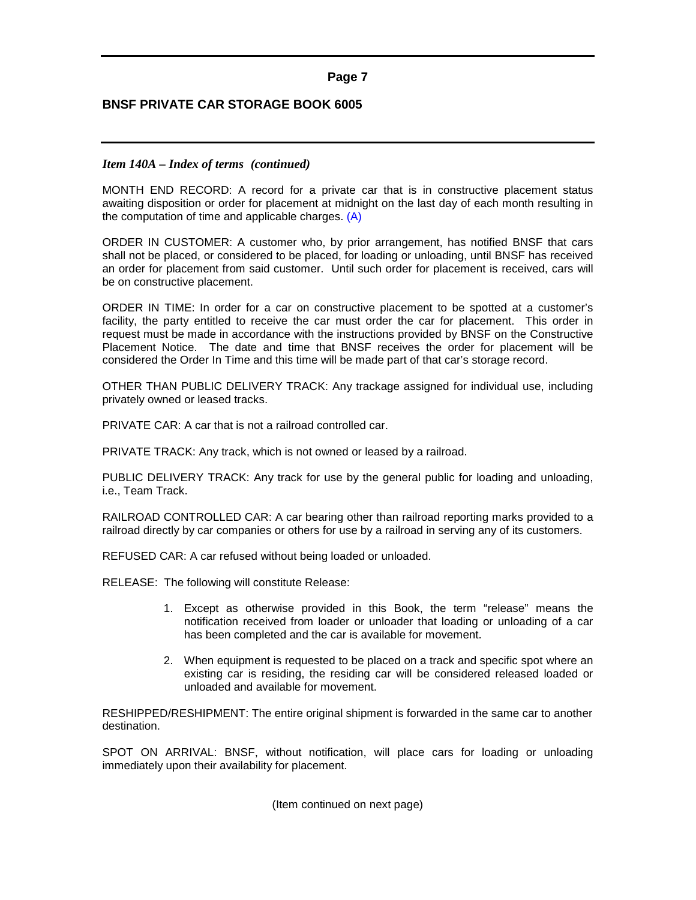## BNSF PRIVATE CAR STORAGE BOOK 6005

*Item 140A – Index of terms (continued)*

MONTH END RECORD: A record for a private car that is in constructive placement status awaiting disposition or order for placement at midnight on the last day of each month resulting in the computation of time and applicable charges. (A)

ORDER IN CUSTOMER: A customer who, by prior arrangement, has notified BNSF that cars shall not be placed, or considered to be placed, for loading or unloading, until BNSF has received an order for placement from said customer. Until such order for placement is received, cars will be on constructive placement.

ORDER IN TIME: In order for a car on constructive placement to be spotted at a customer's facility, the party entitled to receive the car must order the car for placement. This order in request must be made in accordance with the instructions provided by BNSF on the Constructive Placement Notice. The date and time that BNSF receives the order for placement will be considered the Order In Time and this time will be made part of that car's storage record.

OTHER THAN PUBLIC DELIVERY TRACK: Any trackage assigned for individual use, including privately owned or leased tracks.

PRIVATE CAR: A car that is not a railroad controlled car.

PRIVATE TRACK: Any track, which is not owned or leased by a railroad.

PUBLIC DELIVERY TRACK: Any track for use by the general public for loading and unloading, i.e., Team Track.

RAILROAD CONTROLLED CAR: A car bearing other than railroad reporting marks provided to a railroad directly by car companies or others for use by a railroad in serving any of its customers.

REFUSED CAR: A car refused without being loaded or unloaded.

RELEASE: The following will constitute Release:

1. Except as otherwise provided in this Book, the term "release" means the notification received from loader or unloader that loading or unloading of a car has been completed and the car is available for movement.
2. When equipment is requested to be placed on a track and specific spot where an existing car is residing, the residing car will be considered released loaded or unloaded and available for movement.

RESHIPPED/RESHIPMENT: The entire original shipment is forwarded in the same car to another destination.

SPOT ON ARRIVAL: BNSF, without notification, will place cars for loading or unloading immediately upon their availability for placement.

(Item continued on next page)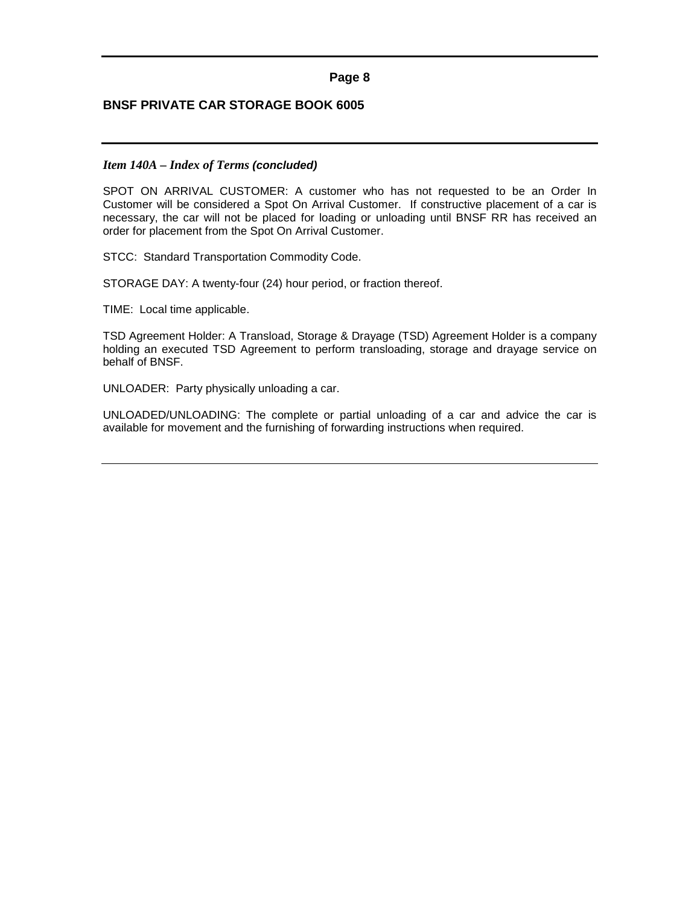*Item 140A – Index of Terms (concluded)*

SPOT ON ARRIVAL CUSTOMER: A customer who has not requested to be an Order In Customer will be considered a Spot On Arrival Customer. If constructive placement of a car is necessary, the car will not be placed for loading or unloading until BNSF RR has received an order for placement from the Spot On Arrival Customer.

STCC: Standard Transportation Commodity Code.

STORAGE DAY: A twenty-four (24) hour period, or fraction thereof.

TIME: Local time applicable.

TSD Agreement Holder: A Transload, Storage & Drayage (TSD) Agreement Holder is a company holding an executed TSD Agreement to perform transloading, storage and drayage service on behalf of BNSF.

UNLOADER: Party physically unloading a car.

UNLOADED/UNLOADING: The complete or partial unloading of a car and advice the car is available for movement and the furnishing of forwarding instructions when required.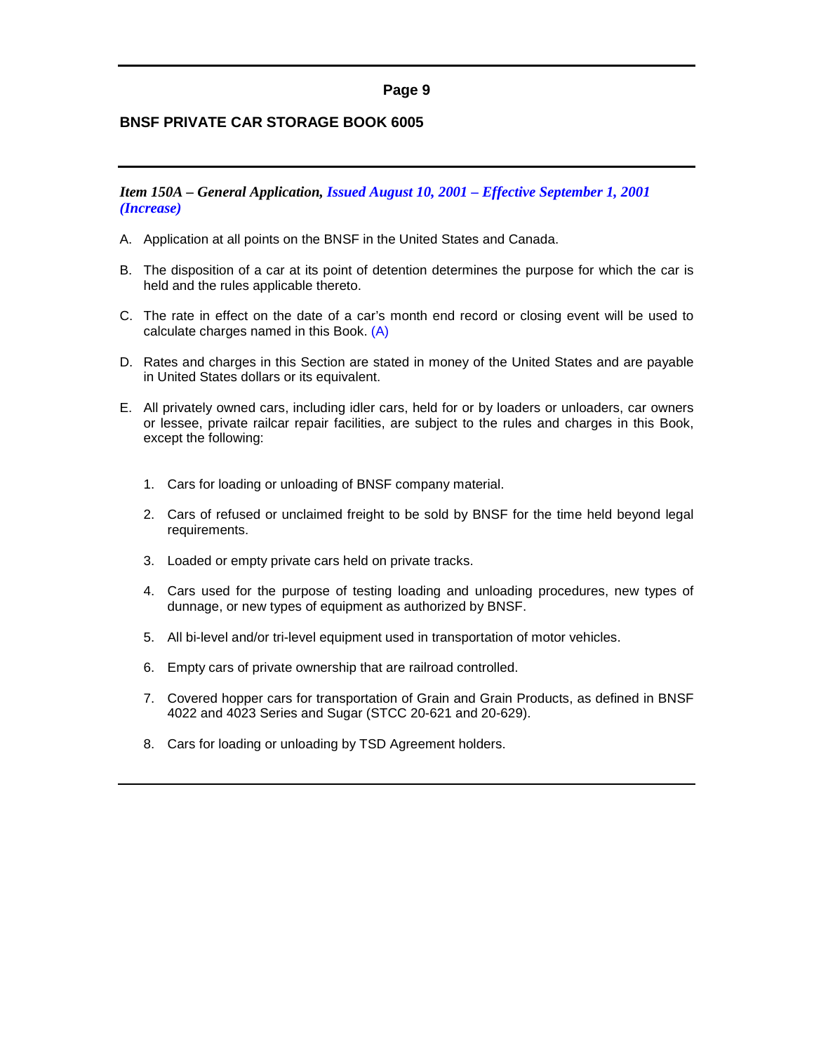## BNSF PRIVATE CAR STORAGE BOOK 6005

***Item 150A – General Application, Issued August 10, 2001 – Effective September 1, 2001 (Increase)***

A. Application at all points on the BNSF in the United States and Canada.

B. The disposition of a car at its point of detention determines the purpose for which the car is held and the rules applicable thereto.

C. The rate in effect on the date of a car's month end record or closing event will be used to calculate charges named in this Book. (A)

D. Rates and charges in this Section are stated in money of the United States and are payable in United States dollars or its equivalent.

E. All privately owned cars, including idler cars, held for or by loaders or unloaders, car owners or lessee, private railcar repair facilities, are subject to the rules and charges in this Book, except the following:

   1. Cars for loading or unloading of BNSF company material.

   2. Cars of refused or unclaimed freight to be sold by BNSF for the time held beyond legal requirements.

   3. Loaded or empty private cars held on private tracks.

   4. Cars used for the purpose of testing loading and unloading procedures, new types of dunnage, or new types of equipment as authorized by BNSF.

   5. All bi-level and/or tri-level equipment used in transportation of motor vehicles.

   6. Empty cars of private ownership that are railroad controlled.

   7. Covered hopper cars for transportation of Grain and Grain Products, as defined in BNSF 4022 and 4023 Series and Sugar (STCC 20-621 and 20-629).

   8. Cars for loading or unloading by TSD Agreement holders.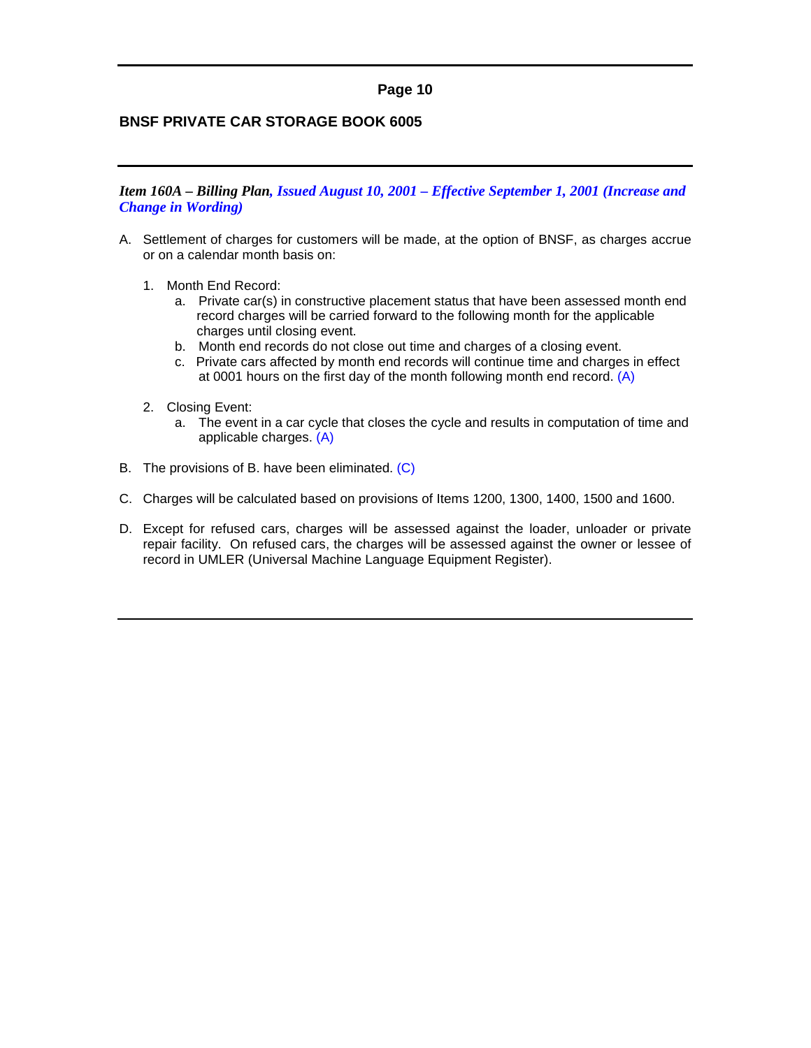## BNSF PRIVATE CAR STORAGE BOOK 6005

***Item 160A – Billing Plan, Issued August 10, 2001 – Effective September 1, 2001 (Increase and Change in Wording)***

A. Settlement of charges for customers will be made, at the option of BNSF, as charges accrue or on a calendar month basis on:

   1. Month End Record:
      a. Private car(s) in constructive placement status that have been assessed month end record charges will be carried forward to the following month for the applicable charges until closing event.
      b. Month end records do not close out time and charges of a closing event.
      c. Private cars affected by month end records will continue time and charges in effect at 0001 hours on the first day of the month following month end record. (A)

   2. Closing Event:
      a. The event in a car cycle that closes the cycle and results in computation of time and applicable charges. (A)

B. The provisions of B. have been eliminated. (C)

C. Charges will be calculated based on provisions of Items 1200, 1300, 1400, 1500 and 1600.

D. Except for refused cars, charges will be assessed against the loader, unloader or private repair facility. On refused cars, the charges will be assessed against the owner or lessee of record in UMLER (Universal Machine Language Equipment Register).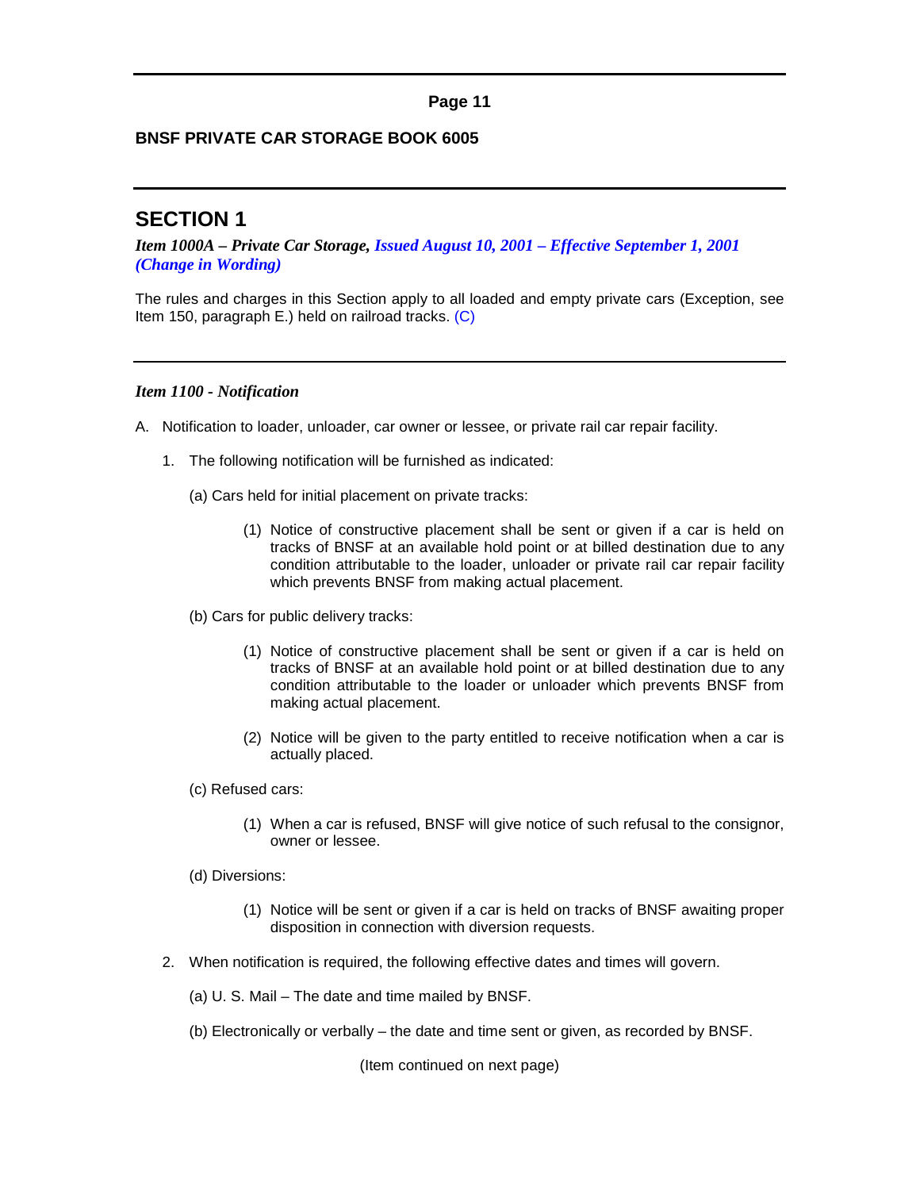## BNSF PRIVATE CAR STORAGE BOOK 6005

# SECTION 1

***Item 1000A – Private Car Storage, Issued August 10, 2001 – Effective September 1, 2001 (Change in Wording)***

The rules and charges in this Section apply to all loaded and empty private cars (Exception, see Item 150, paragraph E.) held on railroad tracks. (C)

---

***Item 1100 - Notification***

A. Notification to loader, unloader, car owner or lessee, or private rail car repair facility.

1. The following notification will be furnished as indicated:

   (a) Cars held for initial placement on private tracks:

   (1) Notice of constructive placement shall be sent or given if a car is held on tracks of BNSF at an available hold point or at billed destination due to any condition attributable to the loader, unloader or private rail car repair facility which prevents BNSF from making actual placement.

   (b) Cars for public delivery tracks:

   (1) Notice of constructive placement shall be sent or given if a car is held on tracks of BNSF at an available hold point or at billed destination due to any condition attributable to the loader or unloader which prevents BNSF from making actual placement.

   (2) Notice will be given to the party entitled to receive notification when a car is actually placed.

   (c) Refused cars:

   (1) When a car is refused, BNSF will give notice of such refusal to the consignor, owner or lessee.

   (d) Diversions:

   (1) Notice will be sent or given if a car is held on tracks of BNSF awaiting proper disposition in connection with diversion requests.

2. When notification is required, the following effective dates and times will govern.

   (a) U. S. Mail – The date and time mailed by BNSF.

   (b) Electronically or verbally – the date and time sent or given, as recorded by BNSF.

(Item continued on next page)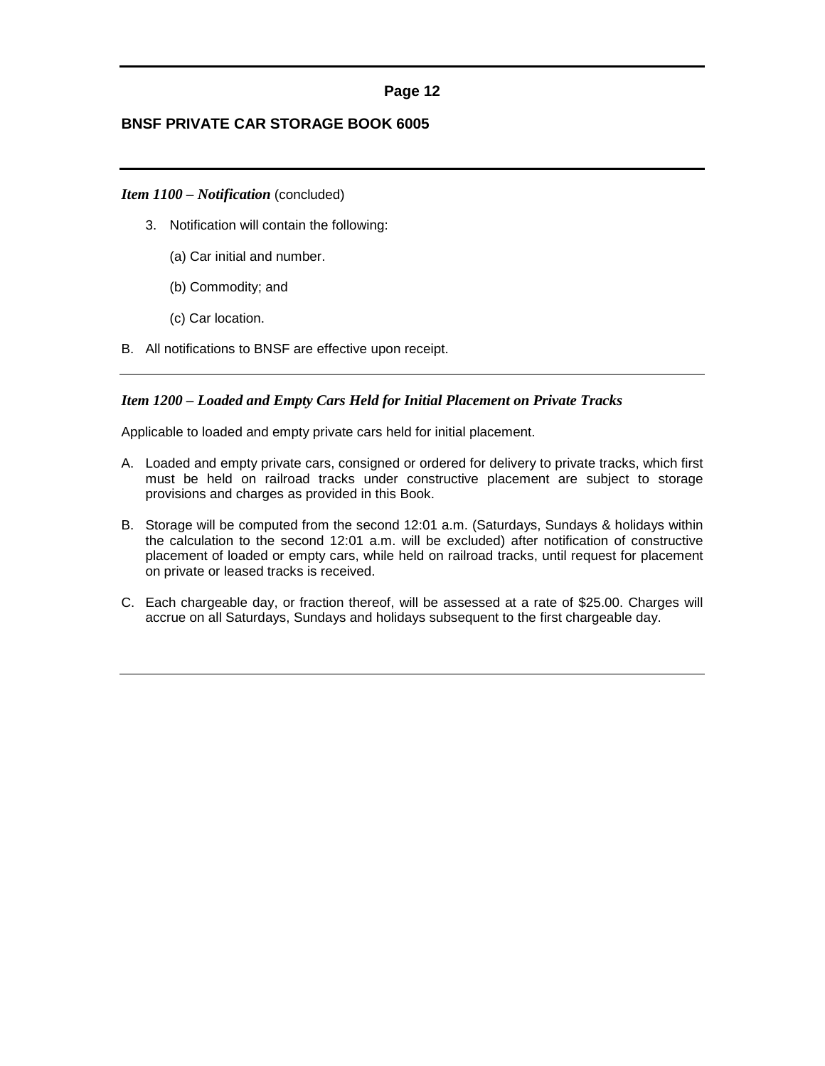*Item 1100 – Notification* (concluded)

3. Notification will contain the following:

   (a) Car initial and number.

   (b) Commodity; and

   (c) Car location.

B. All notifications to BNSF are effective upon receipt.

---

### *Item 1200 – Loaded and Empty Cars Held for Initial Placement on Private Tracks*

Applicable to loaded and empty private cars held for initial placement.

A. Loaded and empty private cars, consigned or ordered for delivery to private tracks, which first must be held on railroad tracks under constructive placement are subject to storage provisions and charges as provided in this Book.

B. Storage will be computed from the second 12:01 a.m. (Saturdays, Sundays & holidays within the calculation to the second 12:01 a.m. will be excluded) after notification of constructive placement of loaded or empty cars, while held on railroad tracks, until request for placement on private or leased tracks is received.

C. Each chargeable day, or fraction thereof, will be assessed at a rate of $25.00. Charges will accrue on all Saturdays, Sundays and holidays subsequent to the first chargeable day.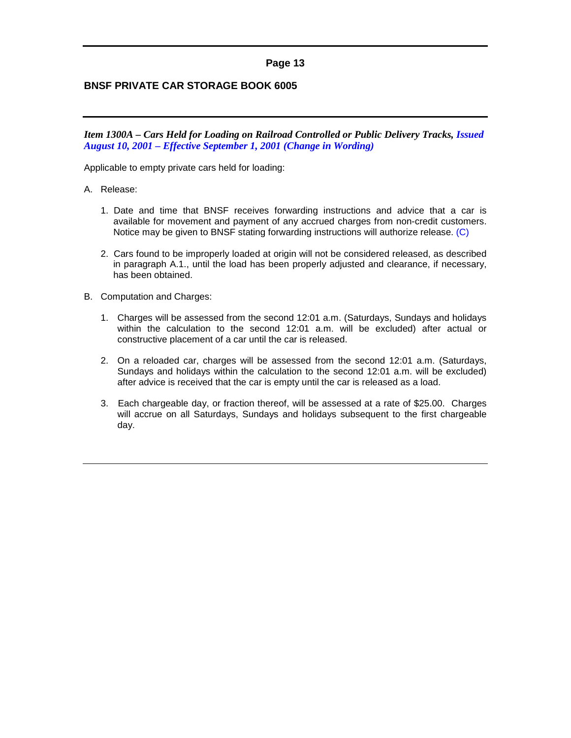## BNSF PRIVATE CAR STORAGE BOOK 6005

***Item 1300A – Cars Held for Loading on Railroad Controlled or Public Delivery Tracks, Issued August 10, 2001 – Effective September 1, 2001 (Change in Wording)***

Applicable to empty private cars held for loading:

A. Release:

1. Date and time that BNSF receives forwarding instructions and advice that a car is available for movement and payment of any accrued charges from non-credit customers. Notice may be given to BNSF stating forwarding instructions will authorize release. (C)

2. Cars found to be improperly loaded at origin will not be considered released, as described in paragraph A.1., until the load has been properly adjusted and clearance, if necessary, has been obtained.

B. Computation and Charges:

1. Charges will be assessed from the second 12:01 a.m. (Saturdays, Sundays and holidays within the calculation to the second 12:01 a.m. will be excluded) after actual or constructive placement of a car until the car is released.

2. On a reloaded car, charges will be assessed from the second 12:01 a.m. (Saturdays, Sundays and holidays within the calculation to the second 12:01 a.m. will be excluded) after advice is received that the car is empty until the car is released as a load.

3. Each chargeable day, or fraction thereof, will be assessed at a rate of $25.00. Charges will accrue on all Saturdays, Sundays and holidays subsequent to the first chargeable day.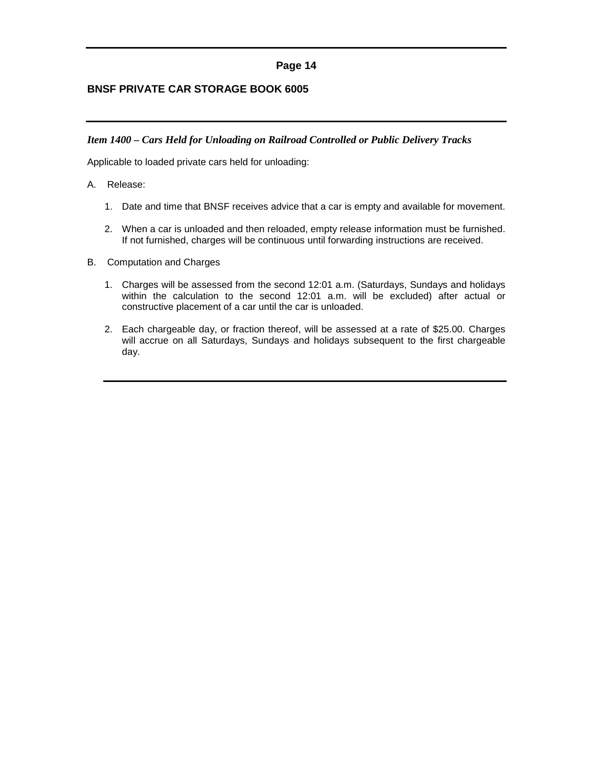### *Item 1400 – Cars Held for Unloading on Railroad Controlled or Public Delivery Tracks*

Applicable to loaded private cars held for unloading:

A. Release:

1. Date and time that BNSF receives advice that a car is empty and available for movement.
2. When a car is unloaded and then reloaded, empty release information must be furnished. If not furnished, charges will be continuous until forwarding instructions are received.

B. Computation and Charges

1. Charges will be assessed from the second 12:01 a.m. (Saturdays, Sundays and holidays within the calculation to the second 12:01 a.m. will be excluded) after actual or constructive placement of a car until the car is unloaded.
2. Each chargeable day, or fraction thereof, will be assessed at a rate of $25.00. Charges will accrue on all Saturdays, Sundays and holidays subsequent to the first chargeable day.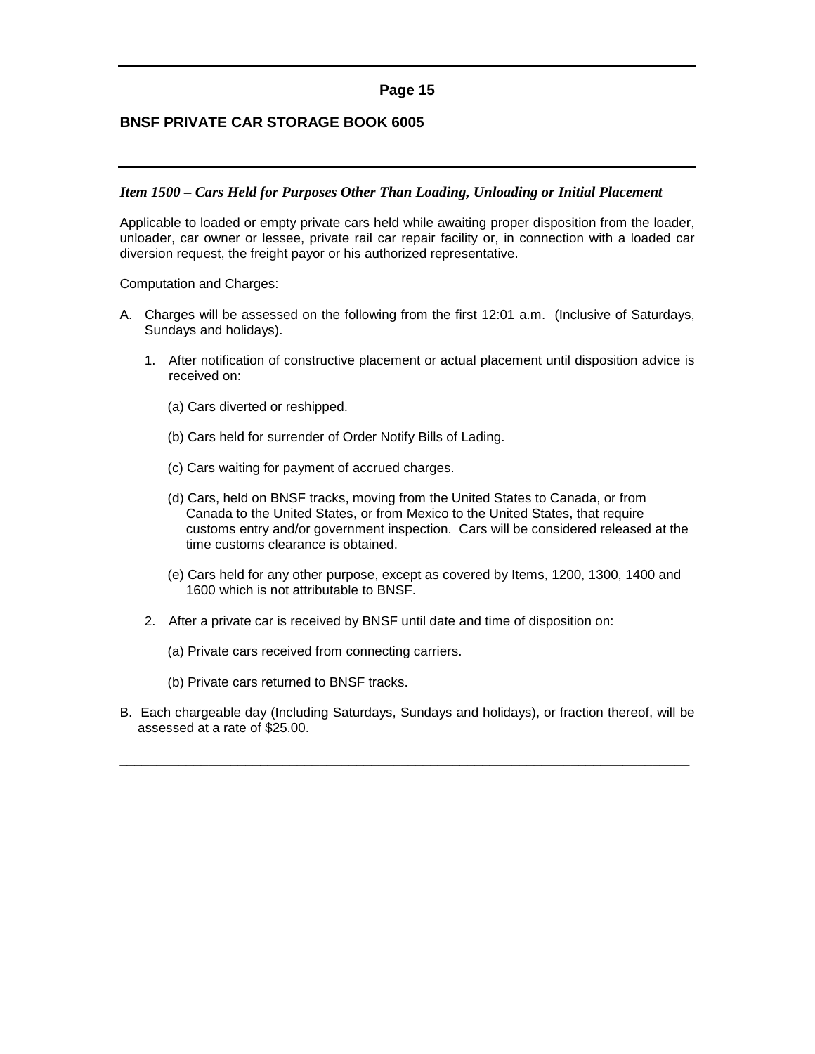### *Item 1500 – Cars Held for Purposes Other Than Loading, Unloading or Initial Placement*

Applicable to loaded or empty private cars held while awaiting proper disposition from the loader, unloader, car owner or lessee, private rail car repair facility or, in connection with a loaded car diversion request, the freight payor or his authorized representative.

Computation and Charges:

A. Charges will be assessed on the following from the first 12:01 a.m. (Inclusive of Saturdays, Sundays and holidays).

   1. After notification of constructive placement or actual placement until disposition advice is received on:

      (a) Cars diverted or reshipped.

      (b) Cars held for surrender of Order Notify Bills of Lading.

      (c) Cars waiting for payment of accrued charges.

      (d) Cars, held on BNSF tracks, moving from the United States to Canada, or from Canada to the United States, or from Mexico to the United States, that require customs entry and/or government inspection. Cars will be considered released at the time customs clearance is obtained.

      (e) Cars held for any other purpose, except as covered by Items, 1200, 1300, 1400 and 1600 which is not attributable to BNSF.

   2. After a private car is received by BNSF until date and time of disposition on:

      (a) Private cars received from connecting carriers.

      (b) Private cars returned to BNSF tracks.

B. Each chargeable day (Including Saturdays, Sundays and holidays), or fraction thereof, will be assessed at a rate of $25.00.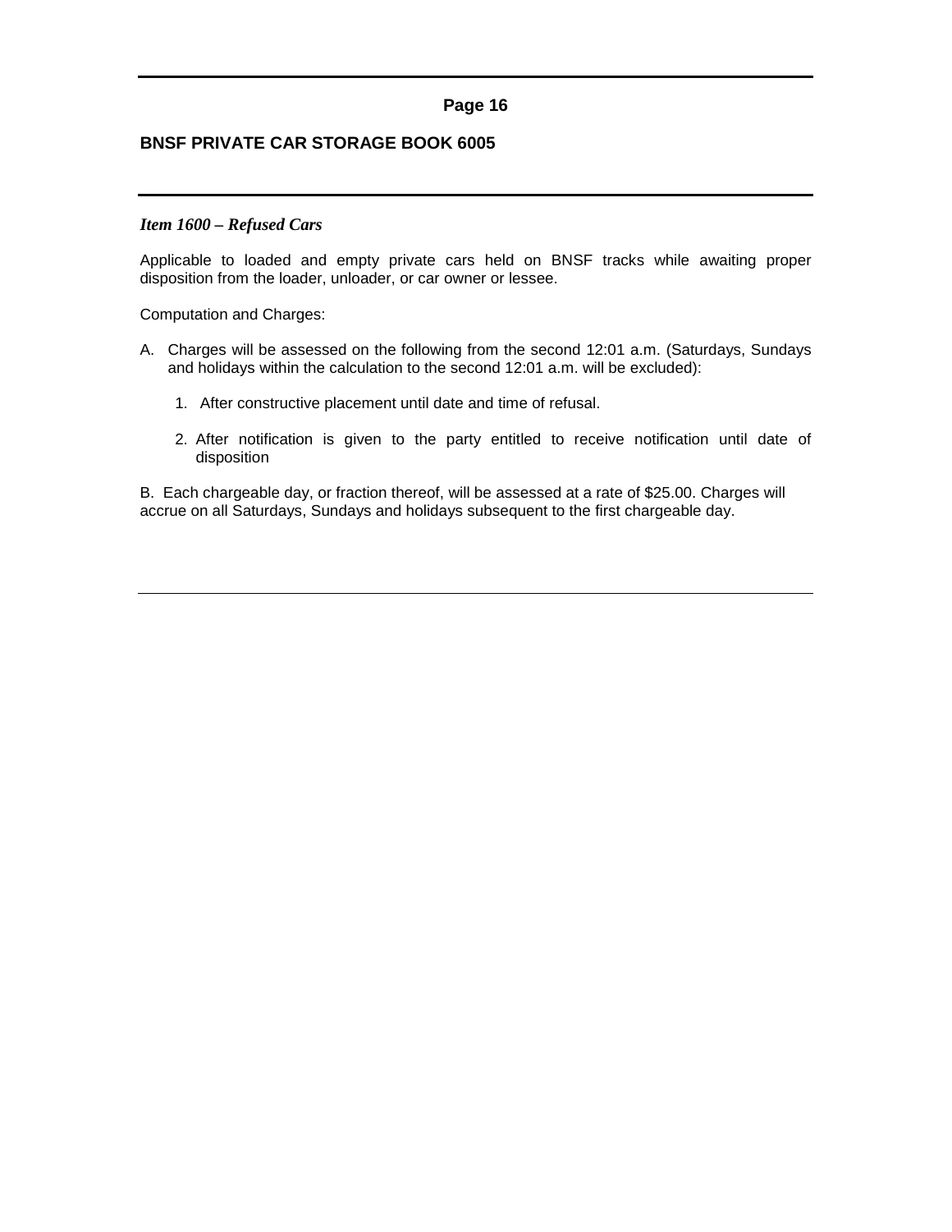### *Item 1600 – Refused Cars*

Applicable to loaded and empty private cars held on BNSF tracks while awaiting proper disposition from the loader, unloader, or car owner or lessee.

Computation and Charges:

A. Charges will be assessed on the following from the second 12:01 a.m. (Saturdays, Sundays and holidays within the calculation to the second 12:01 a.m. will be excluded):

   1. After constructive placement until date and time of refusal.

   2. After notification is given to the party entitled to receive notification until date of disposition

B. Each chargeable day, or fraction thereof, will be assessed at a rate of $25.00. Charges will accrue on all Saturdays, Sundays and holidays subsequent to the first chargeable day.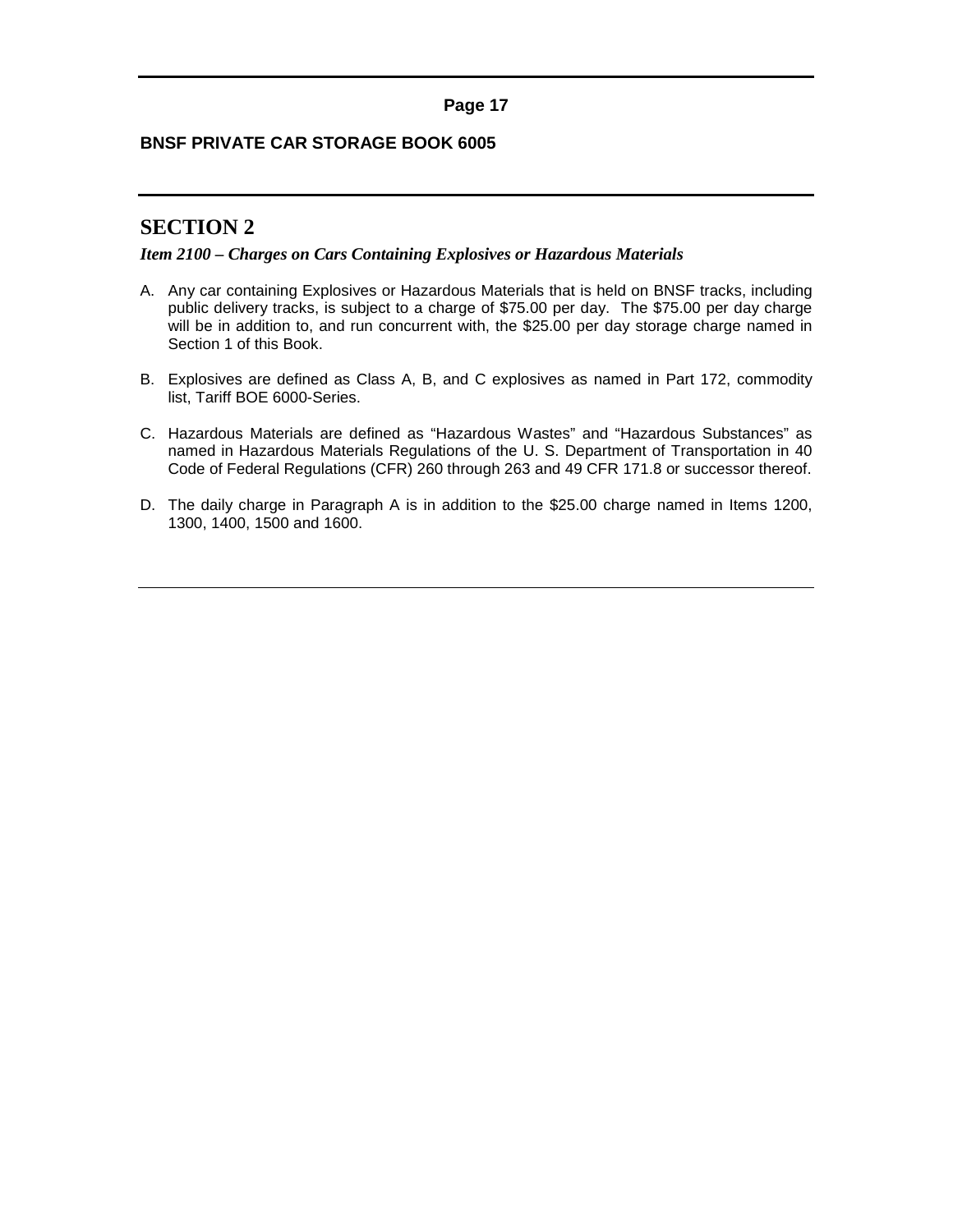# SECTION 2

***Item 2100 – Charges on Cars Containing Explosives or Hazardous Materials***

A. Any car containing Explosives or Hazardous Materials that is held on BNSF tracks, including public delivery tracks, is subject to a charge of $75.00 per day. The $75.00 per day charge will be in addition to, and run concurrent with, the $25.00 per day storage charge named in Section 1 of this Book.

B. Explosives are defined as Class A, B, and C explosives as named in Part 172, commodity list, Tariff BOE 6000-Series.

C. Hazardous Materials are defined as “Hazardous Wastes” and “Hazardous Substances” as named in Hazardous Materials Regulations of the U. S. Department of Transportation in 40 Code of Federal Regulations (CFR) 260 through 263 and 49 CFR 171.8 or successor thereof.

D. The daily charge in Paragraph A is in addition to the $25.00 charge named in Items 1200, 1300, 1400, 1500 and 1600.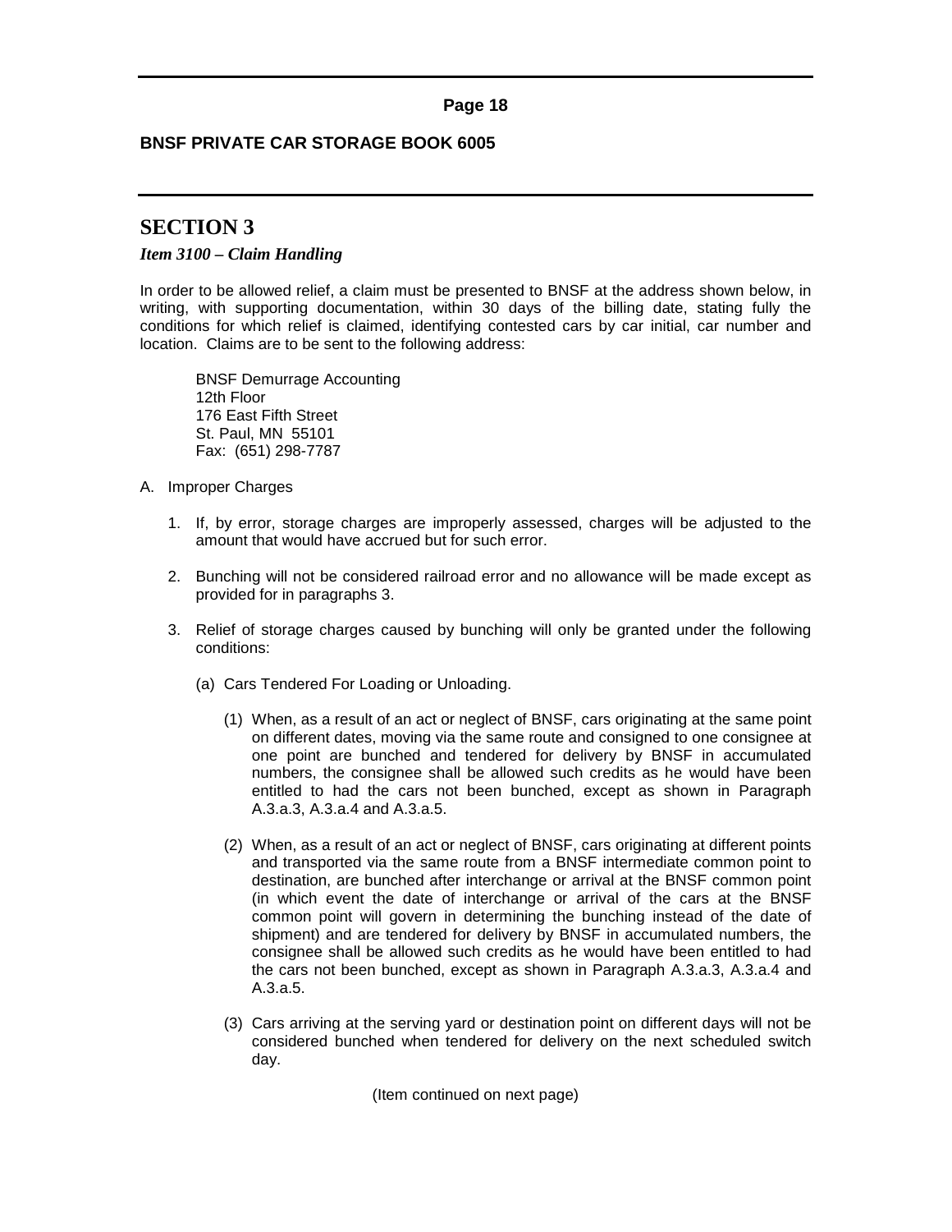# SECTION 3

### *Item 3100 – Claim Handling*

In order to be allowed relief, a claim must be presented to BNSF at the address shown below, in writing, with supporting documentation, within 30 days of the billing date, stating fully the conditions for which relief is claimed, identifying contested cars by car initial, car number and location. Claims are to be sent to the following address:

BNSF Demurrage Accounting
12th Floor
176 East Fifth Street
St. Paul, MN 55101
Fax: (651) 298-7787

A. Improper Charges

1. If, by error, storage charges are improperly assessed, charges will be adjusted to the amount that would have accrued but for such error.

2. Bunching will not be considered railroad error and no allowance will be made except as provided for in paragraphs 3.

3. Relief of storage charges caused by bunching will only be granted under the following conditions:

   (a) Cars Tendered For Loading or Unloading.

   (1) When, as a result of an act or neglect of BNSF, cars originating at the same point on different dates, moving via the same route and consigned to one consignee at one point are bunched and tendered for delivery by BNSF in accumulated numbers, the consignee shall be allowed such credits as he would have been entitled to had the cars not been bunched, except as shown in Paragraph A.3.a.3, A.3.a.4 and A.3.a.5.

   (2) When, as a result of an act or neglect of BNSF, cars originating at different points and transported via the same route from a BNSF intermediate common point to destination, are bunched after interchange or arrival at the BNSF common point (in which event the date of interchange or arrival of the cars at the BNSF common point will govern in determining the bunching instead of the date of shipment) and are tendered for delivery by BNSF in accumulated numbers, the consignee shall be allowed such credits as he would have been entitled to had the cars not been bunched, except as shown in Paragraph A.3.a.3, A.3.a.4 and A.3.a.5.

   (3) Cars arriving at the serving yard or destination point on different days will not be considered bunched when tendered for delivery on the next scheduled switch day.

(Item continued on next page)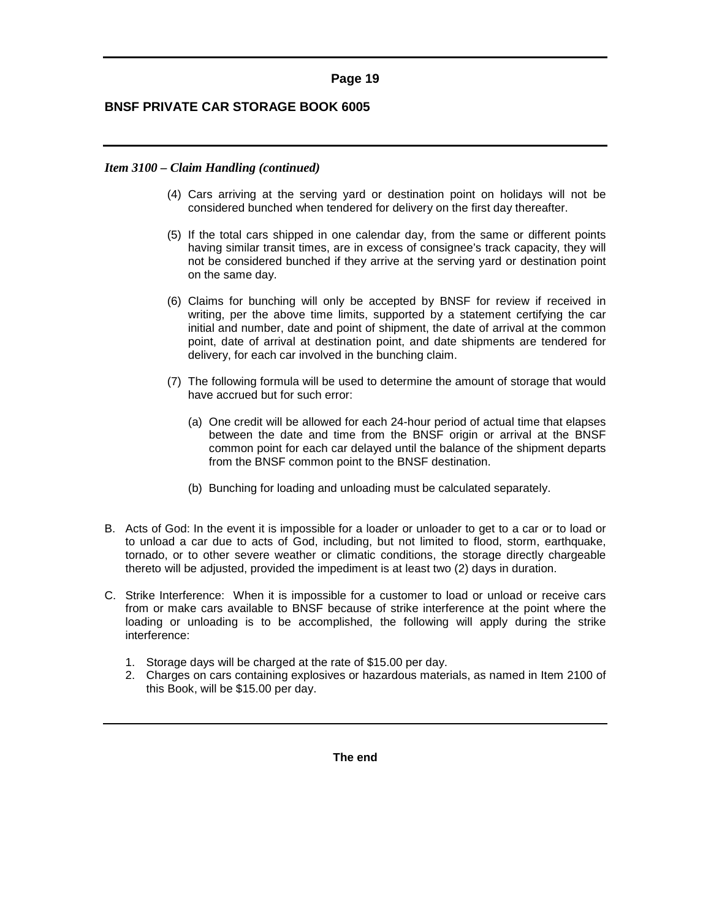*Item 3100 – Claim Handling (continued)*

(4) Cars arriving at the serving yard or destination point on holidays will not be considered bunched when tendered for delivery on the first day thereafter.

(5) If the total cars shipped in one calendar day, from the same or different points having similar transit times, are in excess of consignee's track capacity, they will not be considered bunched if they arrive at the serving yard or destination point on the same day.

(6) Claims for bunching will only be accepted by BNSF for review if received in writing, per the above time limits, supported by a statement certifying the car initial and number, date and point of shipment, the date of arrival at the common point, date of arrival at destination point, and date shipments are tendered for delivery, for each car involved in the bunching claim.

(7) The following formula will be used to determine the amount of storage that would have accrued but for such error:

(a) One credit will be allowed for each 24-hour period of actual time that elapses between the date and time from the BNSF origin or arrival at the BNSF common point for each car delayed until the balance of the shipment departs from the BNSF common point to the BNSF destination.

(b) Bunching for loading and unloading must be calculated separately.

B. Acts of God: In the event it is impossible for a loader or unloader to get to a car or to load or to unload a car due to acts of God, including, but not limited to flood, storm, earthquake, tornado, or to other severe weather or climatic conditions, the storage directly chargeable thereto will be adjusted, provided the impediment is at least two (2) days in duration.

C. Strike Interference: When it is impossible for a customer to load or unload or receive cars from or make cars available to BNSF because of strike interference at the point where the loading or unloading is to be accomplished, the following will apply during the strike interference:

1. Storage days will be charged at the rate of $15.00 per day.
2. Charges on cars containing explosives or hazardous materials, as named in Item 2100 of this Book, will be $15.00 per day.

**The end**